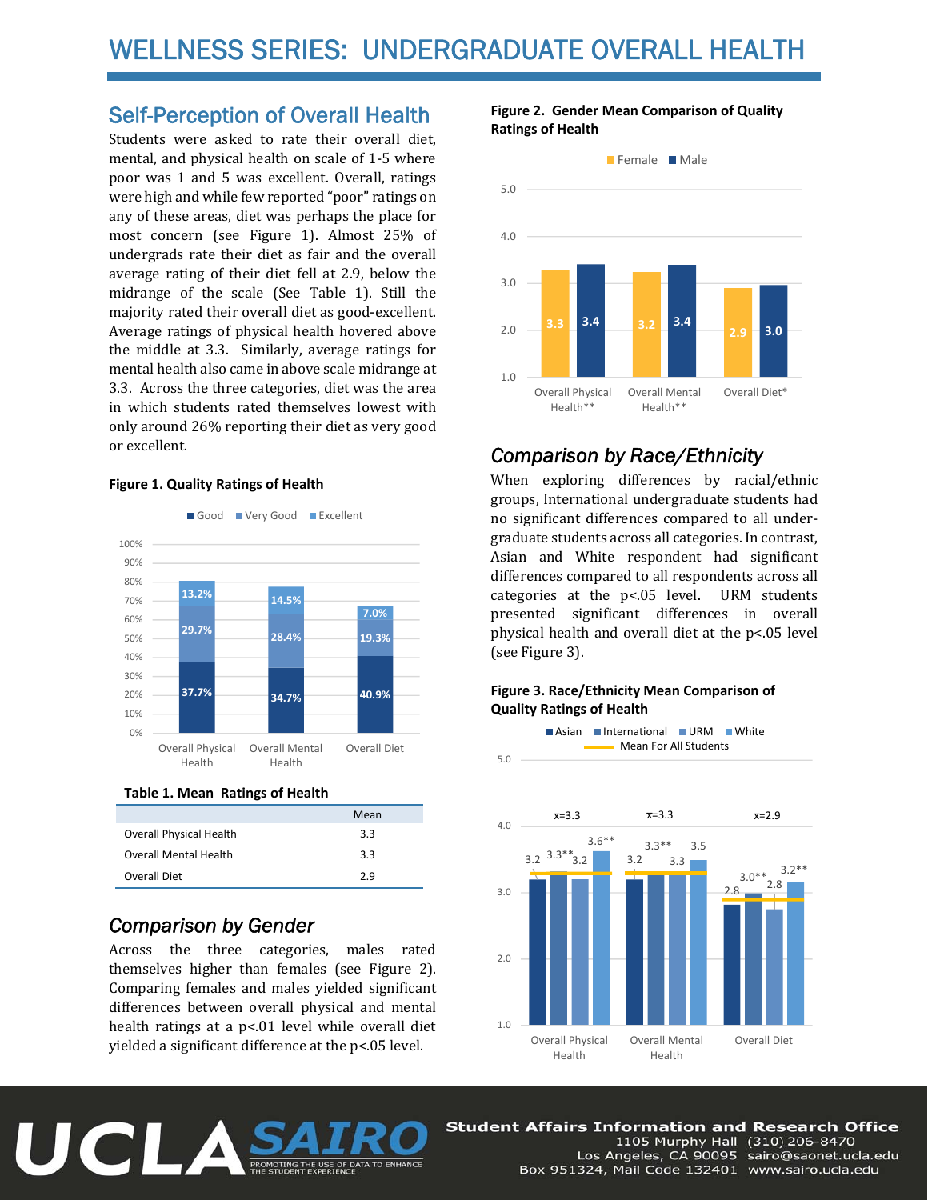# WELLNESS SERIES: UNDERGRADUATE OVERALL HEALTH

## Self-Perception of Overall Health

Students were asked to rate their overall diet, mental, and physical health on scale of 1-5 where poor was 1 and 5 was excellent. Overall, ratings were high and while few reported "poor" ratings on any of these areas, diet was perhaps the place for most concern (see Figure 1). Almost 25% of undergrads rate their diet as fair and the overall average rating of their diet fell at 2.9, below the midrange of the scale (See Table 1). Still the majority rated their overall diet as good-excellent. Average ratings of physical health hovered above the middle at 3.3. Similarly, average ratings for mental health also came in above scale midrange at 3.3. Across the three categories, diet was the area in which students rated themselves lowest with only around 26% reporting their diet as very good or excellent.

**Figure 1. Quality Ratings of Health**

| | Good | Very Good | Excellent |
|---|---|---|---|
| Overall Physical Health | 37.7% | 29.7% | 13.2% |
| Overall Mental Health | 34.7% | 28.4% | 14.5% |
| Overall Diet | 40.9% | 19.3% | 7.0% |

**Table 1. Mean Ratings of Health**

| | Mean |
|---|---|
| Overall Physical Health | 3.3 |
| Overall Mental Health | 3.3 |
| Overall Diet | 2.9 |

### *Comparison by Gender*

Across the three categories, males rated themselves higher than females (see Figure 2). Comparing females and males yielded significant differences between overall physical and mental health ratings at a $p<.01$ level while overall diet yielded a significant difference at the $p<.05$ level.

**Figure 2. Gender Mean Comparison of Quality Ratings of Health**

| | Female | Male |
|---|---|---|
| Overall Physical Health** | 3.3 | 3.4 |
| Overall Mental Health** | 3.2 | 3.4 |
| Overall Diet* | 2.9 | 3.0 |

### *Comparison by Race/Ethnicity*

When exploring differences by racial/ethnic groups, International undergraduate students had no significant differences compared to all undergraduate students across all categories. In contrast, Asian and White respondent had significant differences compared to all respondents across all categories at the $p<.05$ level. URM students presented significant differences in overall physical health and overall diet at the $p<.05$ level (see Figure 3).

**Figure 3. Race/Ethnicity Mean Comparison of Quality Ratings of Health**

| | Asian | International | URM | White | Mean For All Students |
|---|---|---|---|---|---|
| Overall Physical Health | 3.2 | 3.3** | 3.2 | 3.6** | $\bar{x}$=3.3 |
| Overall Mental Health | 3.2 | 3.3** | 3.3 | 3.5 | $\bar{x}$=3.3 |
| Overall Diet | 2.8 | 3.0** | 2.8 | 3.2** | $\bar{x}$=2.9 |

UCLA SAIRO — Promoting the use of data to enhance the student experience

Student Affairs Information and Research Office
1105 Murphy Hall (310) 206-8470
Los Angeles, CA 90095 sairo@saonet.ucla.edu
Box 951324, Mail Code 132401 www.sairo.ucla.edu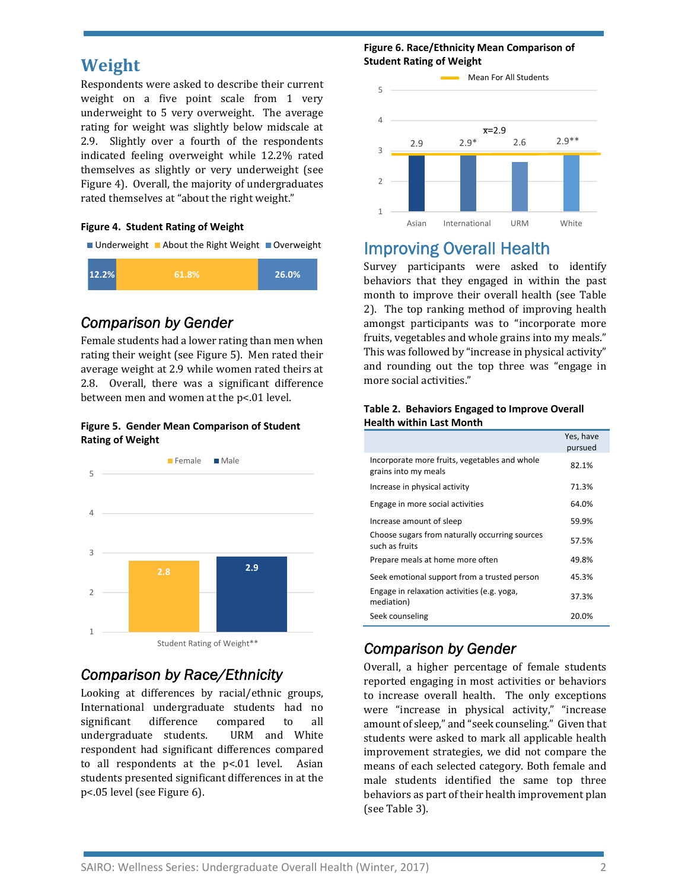# Weight

Respondents were asked to describe their current weight on a five point scale from 1 very underweight to 5 very overweight. The average rating for weight was slightly below midscale at 2.9. Slightly over a fourth of the respondents indicated feeling overweight while 12.2% rated themselves as slightly or very underweight (see Figure 4). Overall, the majority of undergraduates rated themselves at "about the right weight."

**Figure 4. Student Rating of Weight**

| Underweight | About the Right Weight | Overweight |
|---|---|---|
| 12.2% | 61.8% | 26.0% |

## *Comparison by Gender*

Female students had a lower rating than men when rating their weight (see Figure 5). Men rated their average weight at 2.9 while women rated theirs at 2.8. Overall, there was a significant difference between men and women at the $p<.01$ level.

**Figure 5. Gender Mean Comparison of Student Rating of Weight**

| | Female | Male |
|---|---|---|
| Student Rating of Weight** | 2.8 | 2.9 |

## *Comparison by Race/Ethnicity*

Looking at differences by racial/ethnic groups, International undergraduate students had no significant difference compared to all undergraduate students. URM and White respondent had significant differences compared to all respondents at the $p<.01$ level. Asian students presented significant differences in at the $p<.05$ level (see Figure 6).

**Figure 6. Race/Ethnicity Mean Comparison of Student Rating of Weight**

Mean For All Students: $\bar{x}$=2.9

| Asian | International | URM | White |
|---|---|---|---|
| 2.9 | 2.9* | 2.6 | 2.9** |

# Improving Overall Health

Survey participants were asked to identify behaviors that they engaged in within the past month to improve their overall health (see Table 2). The top ranking method of improving health amongst participants was to "incorporate more fruits, vegetables and whole grains into my meals." This was followed by "increase in physical activity" and rounding out the top three was "engage in more social activities."

**Table 2. Behaviors Engaged to Improve Overall Health within Last Month**

| | Yes, have pursued |
|---|---|
| Incorporate more fruits, vegetables and whole grains into my meals | 82.1% |
| Increase in physical activity | 71.3% |
| Engage in more social activities | 64.0% |
| Increase amount of sleep | 59.9% |
| Choose sugars from naturally occurring sources such as fruits | 57.5% |
| Prepare meals at home more often | 49.8% |
| Seek emotional support from a trusted person | 45.3% |
| Engage in relaxation activities (e.g. yoga, mediation) | 37.3% |
| Seek counseling | 20.0% |

## *Comparison by Gender*

Overall, a higher percentage of female students reported engaging in most activities or behaviors to increase overall health. The only exceptions were "increase in physical activity," "increase amount of sleep," and "seek counseling." Given that students were asked to mark all applicable health improvement strategies, we did not compare the means of each selected category. Both female and male students identified the same top three behaviors as part of their health improvement plan (see Table 3).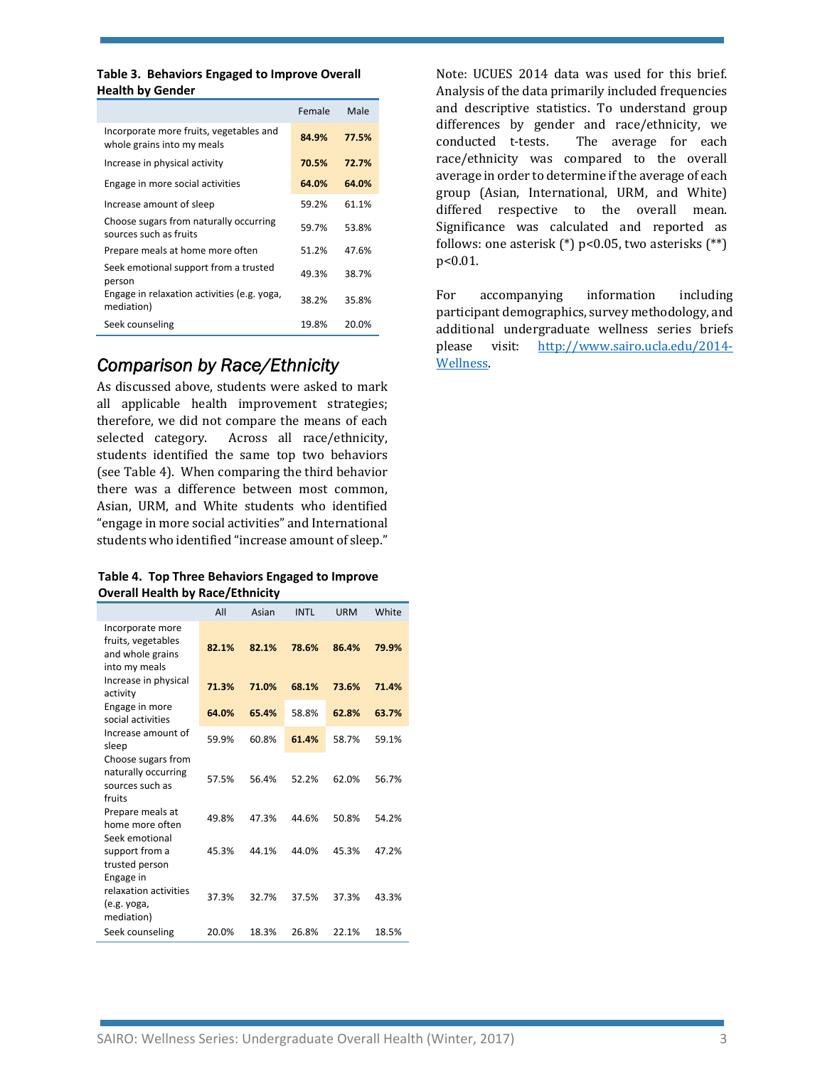**Table 3. Behaviors Engaged to Improve Overall Health by Gender**

| | Female | Male |
|---|---|---|
| Incorporate more fruits, vegetables and whole grains into my meals | **84.9%** | **77.5%** |
| Increase in physical activity | **70.5%** | **72.7%** |
| Engage in more social activities | **64.0%** | **64.0%** |
| Increase amount of sleep | 59.2% | 61.1% |
| Choose sugars from naturally occurring sources such as fruits | 59.7% | 53.8% |
| Prepare meals at home more often | 51.2% | 47.6% |
| Seek emotional support from a trusted person | 49.3% | 38.7% |
| Engage in relaxation activities (e.g. yoga, mediation) | 38.2% | 35.8% |
| Seek counseling | 19.8% | 20.0% |

## *Comparison by Race/Ethnicity*

As discussed above, students were asked to mark all applicable health improvement strategies; therefore, we did not compare the means of each selected category. Across all race/ethnicity, students identified the same top two behaviors (see Table 4). When comparing the third behavior there was a difference between most common, Asian, URM, and White students who identified "engage in more social activities" and International students who identified "increase amount of sleep."

**Table 4. Top Three Behaviors Engaged to Improve Overall Health by Race/Ethnicity**

| | All | Asian | INTL | URM | White |
|---|---|---|---|---|---|
| Incorporate more fruits, vegetables and whole grains into my meals | **82.1%** | **82.1%** | **78.6%** | **86.4%** | **79.9%** |
| Increase in physical activity | **71.3%** | **71.0%** | **68.1%** | **73.6%** | **71.4%** |
| Engage in more social activities | **64.0%** | **65.4%** | 58.8% | **62.8%** | **63.7%** |
| Increase amount of sleep | 59.9% | 60.8% | **61.4%** | 58.7% | 59.1% |
| Choose sugars from naturally occurring sources such as fruits | 57.5% | 56.4% | 52.2% | 62.0% | 56.7% |
| Prepare meals at home more often | 49.8% | 47.3% | 44.6% | 50.8% | 54.2% |
| Seek emotional support from a trusted person | 45.3% | 44.1% | 44.0% | 45.3% | 47.2% |
| Engage in relaxation activities (e.g. yoga, mediation) | 37.3% | 32.7% | 37.5% | 37.3% | 43.3% |
| Seek counseling | 20.0% | 18.3% | 26.8% | 22.1% | 18.5% |

Note: UCUES 2014 data was used for this brief. Analysis of the data primarily included frequencies and descriptive statistics. To understand group differences by gender and race/ethnicity, we conducted t-tests. The average for each race/ethnicity was compared to the overall average in order to determine if the average of each group (Asian, International, URM, and White) differed respective to the overall mean. Significance was calculated and reported as follows: one asterisk (*) $p<0.05$, two asterisks (**) $p<0.01$.

For accompanying information including participant demographics, survey methodology, and additional undergraduate wellness series briefs please visit: [http://www.sairo.ucla.edu/2014-Wellness](http://www.sairo.ucla.edu/2014-Wellness).